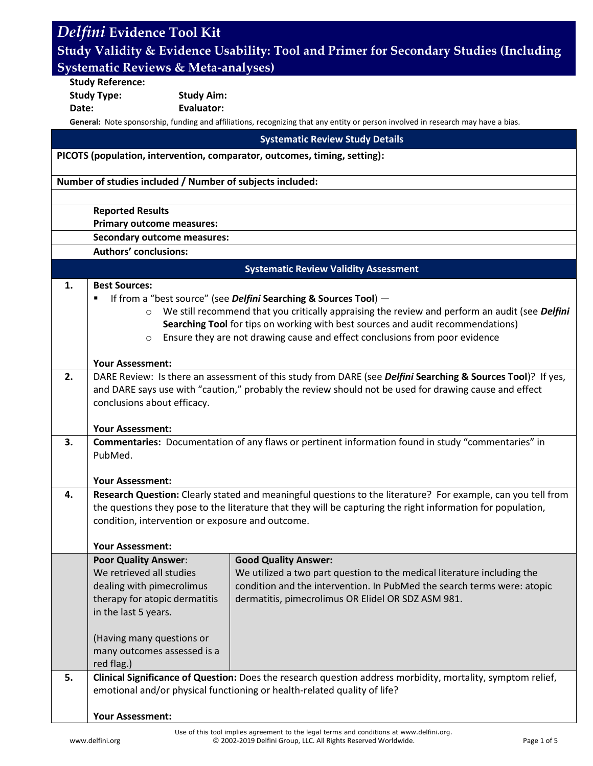# *Delfini* Evidence Tool Kit

## Study Validity & Evidence Usability: Tool and Primer for Secondary Studies (Including Systematic Reviews & Meta-analyses)

**Study Reference:**

**Study Type:** **Study Aim:**

**Date:** **Evaluator:**

**General:** Note sponsorship, funding and affiliations, recognizing that any entity or person involved in research may have a bias.

### Systematic Review Study Details

**PICOTS (population, intervention, comparator, outcomes, timing, setting):**

**Number of studies included / Number of subjects included:**

**Reported Results**
**Primary outcome measures:**

**Secondary outcome measures:**

**Authors' conclusions:**

### Systematic Review Validity Assessment

**1. Best Sources:**

- If from a "best source" (see ***Delfini* Searching & Sources Tool**) —
  - We still recommend that you critically appraising the review and perform an audit (see ***Delfini* Searching Tool** for tips on working with best sources and audit recommendations)
  - Ensure they are not drawing cause and effect conclusions from poor evidence

**Your Assessment:**

**2.** DARE Review: Is there an assessment of this study from DARE (see ***Delfini* Searching & Sources Tool**)? If yes, and DARE says use with "caution," probably the review should not be used for drawing cause and effect conclusions about efficacy.

**Your Assessment:**

**3. Commentaries:** Documentation of any flaws or pertinent information found in study "commentaries" in PubMed.

**Your Assessment:**

**4. Research Question:** Clearly stated and meaningful questions to the literature? For example, can you tell from the questions they pose to the literature that they will be capturing the right information for population, condition, intervention or exposure and outcome.

**Your Assessment:**

| **Poor Quality Answer**: | **Good Quality Answer:** |
|---|---|
| We retrieved all studies dealing with pimecrolimus therapy for atopic dermatitis in the last 5 years.<br><br>(Having many questions or many outcomes assessed is a red flag.) | We utilized a two part question to the medical literature including the condition and the intervention. In PubMed the search terms were: atopic dermatitis, pimecrolimus OR Elidel OR SDZ ASM 981. |

**5. Clinical Significance of Question:** Does the research question address morbidity, mortality, symptom relief, emotional and/or physical functioning or health-related quality of life?

**Your Assessment:**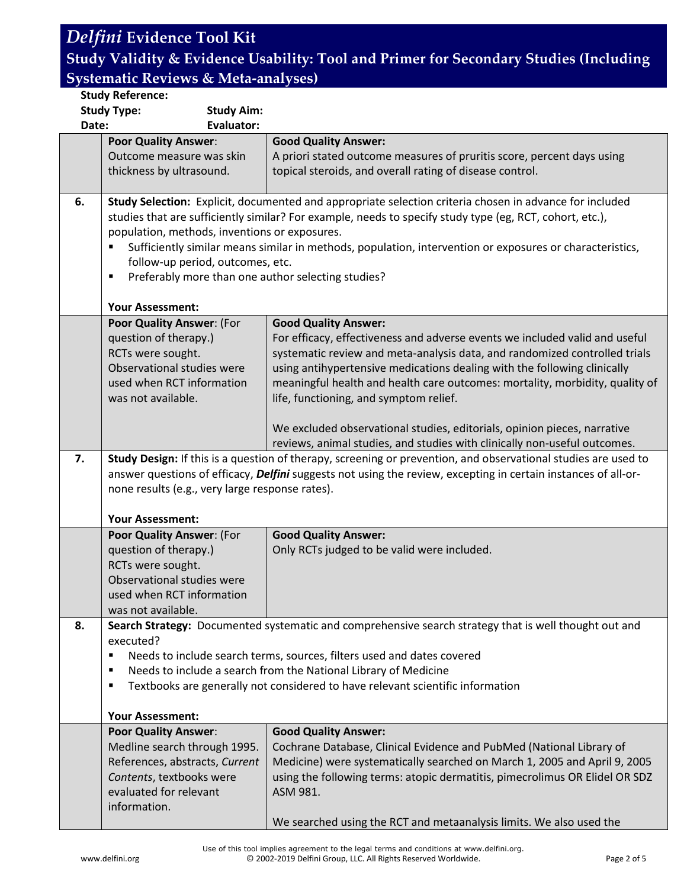# *Delfini* Evidence Tool Kit

## Study Validity & Evidence Usability: Tool and Primer for Secondary Studies (Including Systematic Reviews & Meta-analyses)

**Study Reference:**
**Study Type:** **Study Aim:**
**Date:** **Evaluator:**

| | | |
|---|---|---|
| | **Poor Quality Answer**: Outcome measure was skin thickness by ultrasound. | **Good Quality Answer:** A priori stated outcome measures of pruritis score, percent days using topical steroids, and overall rating of disease control. |
| **6.** | **Study Selection:** Explicit, documented and appropriate selection criteria chosen in advance for included studies that are sufficiently similar? For example, needs to specify study type (eg, RCT, cohort, etc.), population, methods, inventions or exposures. <br>▪ Sufficiently similar means similar in methods, population, intervention or exposures or characteristics, follow-up period, outcomes, etc. <br>▪ Preferably more than one author selecting studies? <br><br>**Your Assessment:** | |
| | **Poor Quality Answer**: (For question of therapy.) RCTs were sought. Observational studies were used when RCT information was not available. | **Good Quality Answer:** For efficacy, effectiveness and adverse events we included valid and useful systematic review and meta-analysis data, and randomized controlled trials using antihypertensive medications dealing with the following clinically meaningful health and health care outcomes: mortality, morbidity, quality of life, functioning, and symptom relief. <br><br>We excluded observational studies, editorials, opinion pieces, narrative reviews, animal studies, and studies with clinically non-useful outcomes. |
| **7.** | **Study Design:** If this is a question of therapy, screening or prevention, and observational studies are used to answer questions of efficacy, ***Delfini*** suggests not using the review, excepting in certain instances of all-or-none results (e.g., very large response rates). <br><br>**Your Assessment:** | |
| | **Poor Quality Answer**: (For question of therapy.) RCTs were sought. Observational studies were used when RCT information was not available. | **Good Quality Answer:** Only RCTs judged to be valid were included. |
| **8.** | **Search Strategy:** Documented systematic and comprehensive search strategy that is well thought out and executed? <br>▪ Needs to include search terms, sources, filters used and dates covered <br>▪ Needs to include a search from the National Library of Medicine <br>▪ Textbooks are generally not considered to have relevant scientific information <br><br>**Your Assessment:** | |
| | **Poor Quality Answer**: Medline search through 1995. References, abstracts, *Current Contents*, textbooks were evaluated for relevant information. | **Good Quality Answer:** Cochrane Database, Clinical Evidence and PubMed (National Library of Medicine) were systematically searched on March 1, 2005 and April 9, 2005 using the following terms: atopic dermatitis, pimecrolimus OR Elidel OR SDZ ASM 981. <br><br>We searched using the RCT and metaanalysis limits. We also used the |

Use of this tool implies agreement to the legal terms and conditions at www.delfini.org.
© 2002-2019 Delfini Group, LLC. All Rights Reserved Worldwide.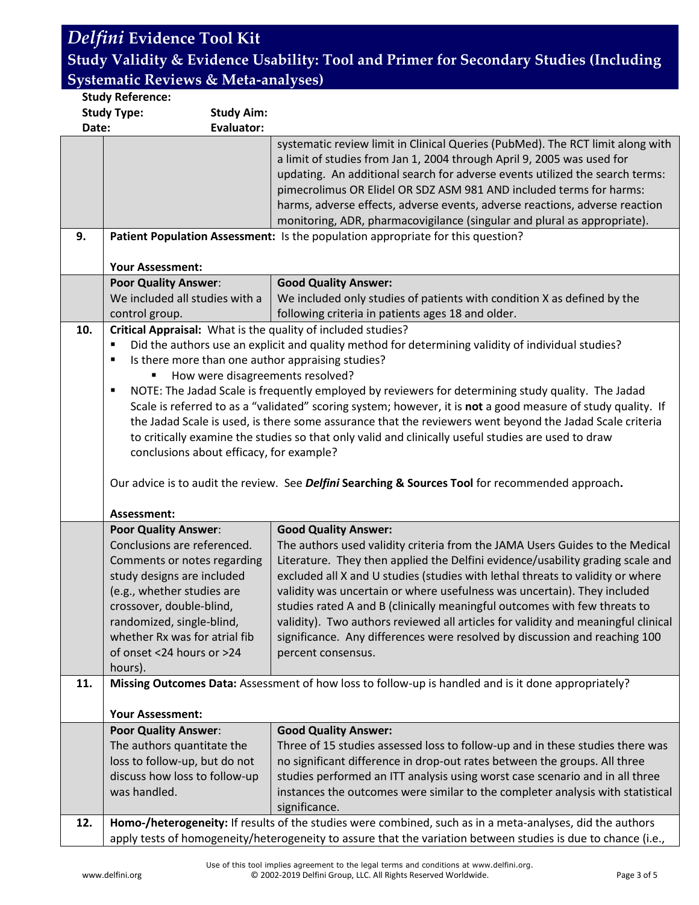# *Delfini* Evidence Tool Kit

## Study Validity & Evidence Usability: Tool and Primer for Secondary Studies (Including Systematic Reviews & Meta-analyses)

**Study Reference:**

**Study Type:** **Study Aim:**

**Date:** **Evaluator:**

| | | |
|---|---|---|
| | | systematic review limit in Clinical Queries (PubMed). The RCT limit along with a limit of studies from Jan 1, 2004 through April 9, 2005 was used for updating. An additional search for adverse events utilized the search terms: pimecrolimus OR Elidel OR SDZ ASM 981 AND included terms for harms: harms, adverse effects, adverse events, adverse reactions, adverse reaction monitoring, ADR, pharmacovigilance (singular and plural as appropriate). |
| **9.** | **Patient Population Assessment:** Is the population appropriate for this question?<br><br>**Your Assessment:** | |
| | **Poor Quality Answer**:<br>We included all studies with a control group. | **Good Quality Answer:**<br>We included only studies of patients with condition X as defined by the following criteria in patients ages 18 and older. |
| **10.** | **Critical Appraisal:** What is the quality of included studies?<br>▪ Did the authors use an explicit and quality method for determining validity of individual studies?<br>▪ Is there more than one author appraising studies?<br>&nbsp;&nbsp;&nbsp;&nbsp;▪ How were disagreements resolved?<br>▪ NOTE: The Jadad Scale is frequently employed by reviewers for determining study quality. The Jadad Scale is referred to as a "validated" scoring system; however, it is **not** a good measure of study quality. If the Jadad Scale is used, is there some assurance that the reviewers went beyond the Jadad Scale criteria to critically examine the studies so that only valid and clinically useful studies are used to draw conclusions about efficacy, for example?<br><br>Our advice is to audit the review. See ***Delfini* Searching & Sources Tool** for recommended approach**.**<br><br>**Assessment:** | |
| | **Poor Quality Answer**:<br>Conclusions are referenced. Comments or notes regarding study designs are included (e.g., whether studies are crossover, double-blind, randomized, single-blind, whether Rx was for atrial fib of onset <24 hours or >24 hours). | **Good Quality Answer:**<br>The authors used validity criteria from the JAMA Users Guides to the Medical Literature. They then applied the Delfini evidence/usability grading scale and excluded all X and U studies (studies with lethal threats to validity or where validity was uncertain or where usefulness was uncertain). They included studies rated A and B (clinically meaningful outcomes with few threats to validity). Two authors reviewed all articles for validity and meaningful clinical significance. Any differences were resolved by discussion and reaching 100 percent consensus. |
| **11.** | **Missing Outcomes Data:** Assessment of how loss to follow-up is handled and is it done appropriately?<br><br>**Your Assessment:** | |
| | **Poor Quality Answer**:<br>The authors quantitate the loss to follow-up, but do not discuss how loss to follow-up was handled. | **Good Quality Answer:**<br>Three of 15 studies assessed loss to follow-up and in these studies there was no significant difference in drop-out rates between the groups. All three studies performed an ITT analysis using worst case scenario and in all three instances the outcomes were similar to the completer analysis with statistical significance. |
| **12.** | **Homo-/heterogeneity:** If results of the studies were combined, such as in a meta-analyses, did the authors apply tests of homogeneity/heterogeneity to assure that the variation between studies is due to chance (i.e., | |

Use of this tool implies agreement to the legal terms and conditions at www.delfini.org.
© 2002-2019 Delfini Group, LLC. All Rights Reserved Worldwide.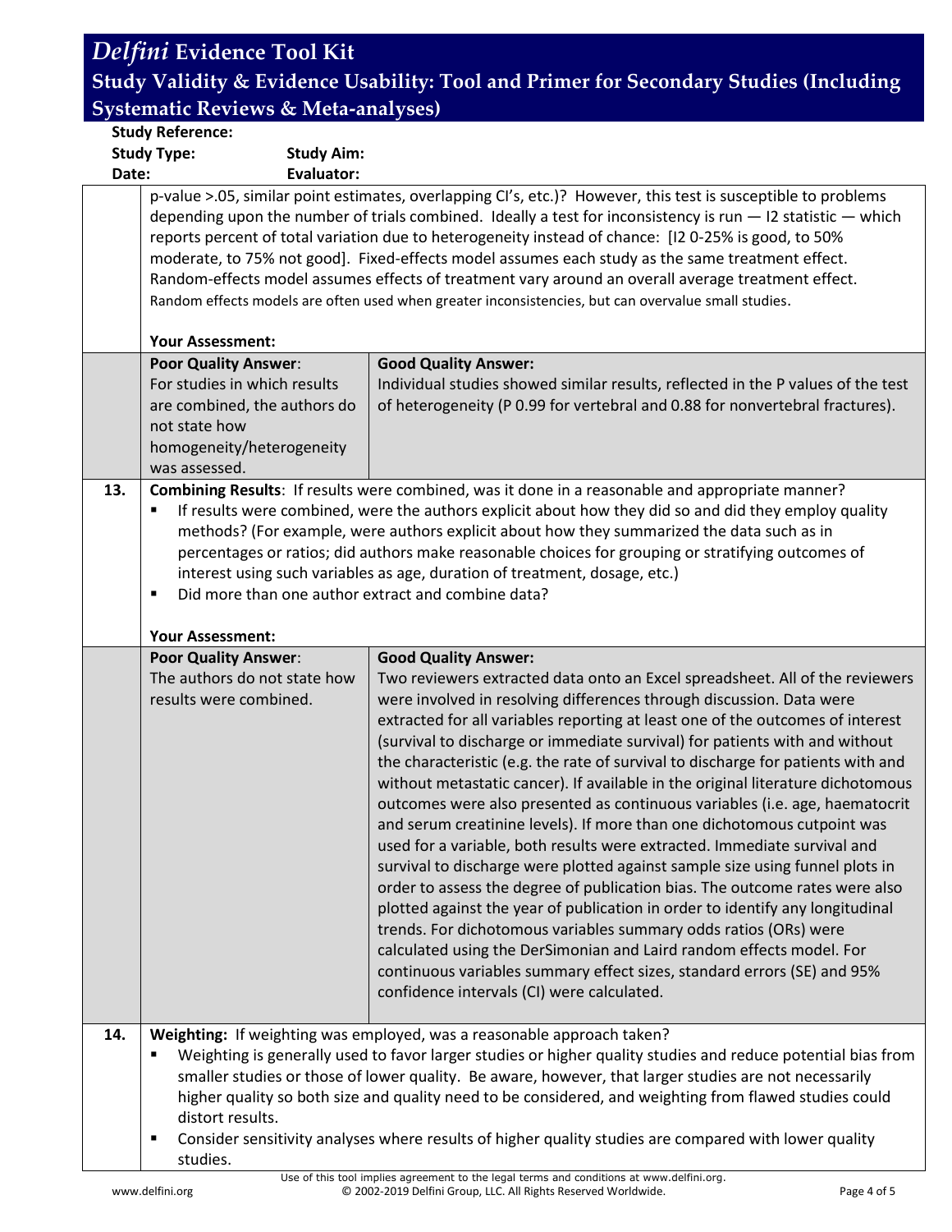**Study Reference:**

**Study Type:** **Study Aim:**

**Date:** **Evaluator:**

| | | |
|---|---|---|
| | p-value >.05, similar point estimates, overlapping CI's, etc.)? However, this test is susceptible to problems depending upon the number of trials combined. Ideally a test for inconsistency is run — I2 statistic — which reports percent of total variation due to heterogeneity instead of chance: [I2 0-25% is good, to 50% moderate, to 75% not good]. Fixed-effects model assumes each study as the same treatment effect. Random-effects model assumes effects of treatment vary around an overall average treatment effect. Random effects models are often used when greater inconsistencies, but can overvalue small studies.<br><br>**Your Assessment:** | |
| | **Poor Quality Answer**:<br>For studies in which results are combined, the authors do not state how homogeneity/heterogeneity was assessed. | **Good Quality Answer:**<br>Individual studies showed similar results, reflected in the P values of the test of heterogeneity (P 0.99 for vertebral and 0.88 for nonvertebral fractures). |
| **13.** | **Combining Results**: If results were combined, was it done in a reasonable and appropriate manner?<br>▪ If results were combined, were the authors explicit about how they did so and did they employ quality methods? (For example, were authors explicit about how they summarized the data such as in percentages or ratios; did authors make reasonable choices for grouping or stratifying outcomes of interest using such variables as age, duration of treatment, dosage, etc.)<br>▪ Did more than one author extract and combine data?<br><br>**Your Assessment:** | |
| | **Poor Quality Answer**:<br>The authors do not state how results were combined. | **Good Quality Answer:**<br>Two reviewers extracted data onto an Excel spreadsheet. All of the reviewers were involved in resolving differences through discussion. Data were extracted for all variables reporting at least one of the outcomes of interest (survival to discharge or immediate survival) for patients with and without the characteristic (e.g. the rate of survival to discharge for patients with and without metastatic cancer). If available in the original literature dichotomous outcomes were also presented as continuous variables (i.e. age, haematocrit and serum creatinine levels). If more than one dichotomous cutpoint was used for a variable, both results were extracted. Immediate survival and survival to discharge were plotted against sample size using funnel plots in order to assess the degree of publication bias. The outcome rates were also plotted against the year of publication in order to identify any longitudinal trends. For dichotomous variables summary odds ratios (ORs) were calculated using the DerSimonian and Laird random effects model. For continuous variables summary effect sizes, standard errors (SE) and 95% confidence intervals (CI) were calculated. |
| **14.** | **Weighting:** If weighting was employed, was a reasonable approach taken?<br>▪ Weighting is generally used to favor larger studies or higher quality studies and reduce potential bias from smaller studies or those of lower quality. Be aware, however, that larger studies are not necessarily higher quality so both size and quality need to be considered, and weighting from flawed studies could distort results.<br>▪ Consider sensitivity analyses where results of higher quality studies are compared with lower quality studies. | |

Use of this tool implies agreement to the legal terms and conditions at www.delfini.org.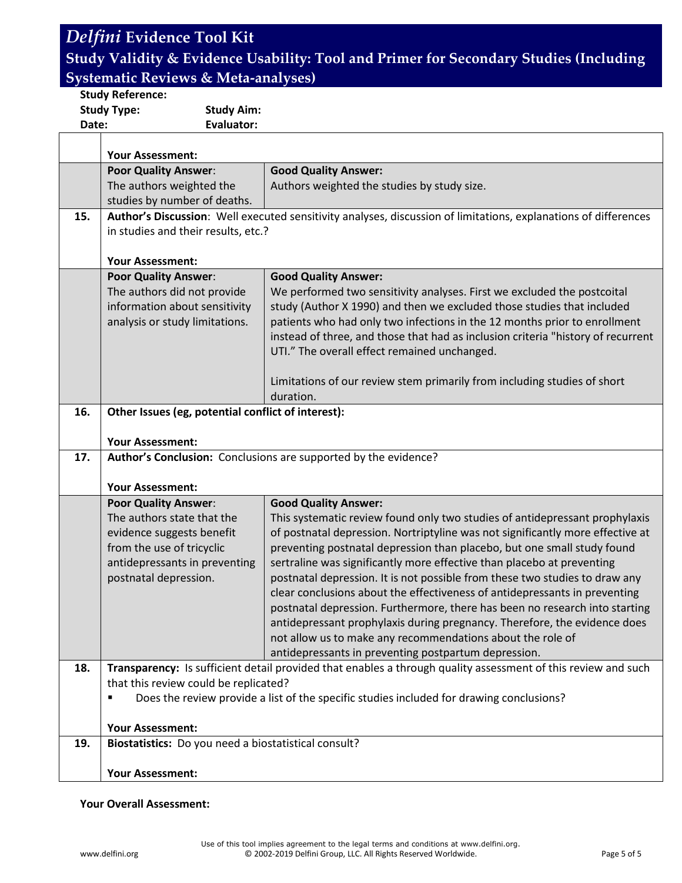# *Delfini* Evidence Tool Kit

## Study Validity & Evidence Usability: Tool and Primer for Secondary Studies (Including Systematic Reviews & Meta-analyses)

**Study Reference:**

**Study Type:** **Study Aim:**

**Date:** **Evaluator:**

| | | |
|---|---|---|
| | **Your Assessment:** | |
| | **Poor Quality Answer**: The authors weighted the studies by number of deaths. | **Good Quality Answer:** Authors weighted the studies by study size. |
| **15.** | **Author's Discussion**: Well executed sensitivity analyses, discussion of limitations, explanations of differences in studies and their results, etc.? **Your Assessment:** | |
| | **Poor Quality Answer**: The authors did not provide information about sensitivity analysis or study limitations. | **Good Quality Answer:** We performed two sensitivity analyses. First we excluded the postcoital study (Author X 1990) and then we excluded those studies that included patients who had only two infections in the 12 months prior to enrollment instead of three, and those that had as inclusion criteria "history of recurrent UTI." The overall effect remained unchanged. Limitations of our review stem primarily from including studies of short duration. |
| **16.** | **Other Issues (eg, potential conflict of interest): Your Assessment:** | |
| **17.** | **Author's Conclusion:** Conclusions are supported by the evidence? **Your Assessment:** | |
| | **Poor Quality Answer**: The authors state that the evidence suggests benefit from the use of tricyclic antidepressants in preventing postnatal depression. | **Good Quality Answer:** This systematic review found only two studies of antidepressant prophylaxis of postnatal depression. Nortriptyline was not significantly more effective at preventing postnatal depression than placebo, but one small study found sertraline was significantly more effective than placebo at preventing postnatal depression. It is not possible from these two studies to draw any clear conclusions about the effectiveness of antidepressants in preventing postnatal depression. Furthermore, there has been no research into starting antidepressant prophylaxis during pregnancy. Therefore, the evidence does not allow us to make any recommendations about the role of antidepressants in preventing postpartum depression. |
| **18.** | **Transparency:** Is sufficient detail provided that enables a through quality assessment of this review and such that this review could be replicated? ▪ Does the review provide a list of the specific studies included for drawing conclusions? **Your Assessment:** | |
| **19.** | **Biostatistics:** Do you need a biostatistical consult? **Your Assessment:** | |

**Your Overall Assessment:**

Use of this tool implies agreement to the legal terms and conditions at www.delfini.org.
© 2002-2019 Delfini Group, LLC. All Rights Reserved Worldwide.